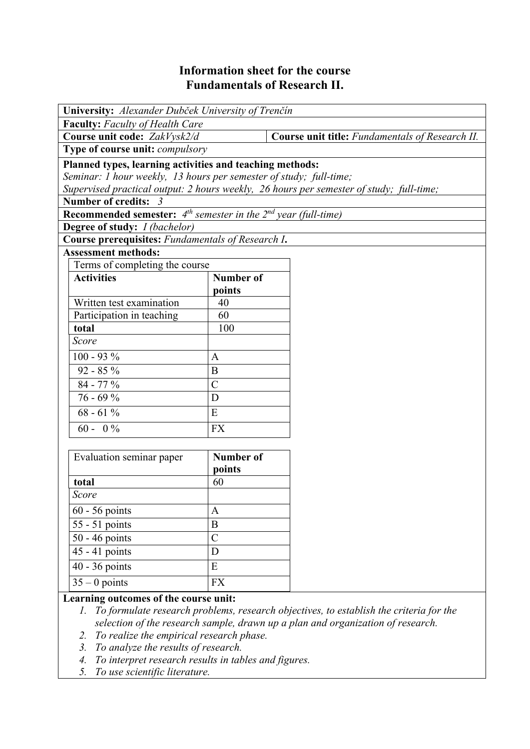# Information sheet for the course
# Fundamentals of Research II.

**University:** *Alexander Dubček University of Trenčín*

**Faculty:** *Faculty of Health Care*

**Course unit code:** *ZakVysk2/d*

**Course unit title:** *Fundamentals of Research II.*

**Type of course unit:** *compulsory*

**Planned types, learning activities and teaching methods:**
*Seminar: 1 hour weekly, 13 hours per semester of study; full-time;*
*Supervised practical output: 2 hours weekly, 26 hours per semester of study; full-time;*

**Number of credits:** *3*

**Recommended semester:** *4th semester in the 2nd year (full-time)*

**Degree of study:** *I (bachelor)*

**Course prerequisites:** *Fundamentals of Research I***.**

**Assessment methods:**

Terms of completing the course

| **Activities** | **Number of points** |
|---|---|
| Written test examination | 40 |
| Participation in teaching | 60 |
| **total** | 100 |
| *Score* | |
| 100 - 93 % | A |
| 92 - 85 % | B |
| 84 - 77 % | C |
| 76 - 69 % | D |
| 68 - 61 % | E |
| 60 - 0 % | FX |

| Evaluation seminar paper | **Number of points** |
|---|---|
| **total** | 60 |
| *Score* | |
| 60 - 56 points | A |
| 55 - 51 points | B |
| 50 - 46 points | C |
| 45 - 41 points | D |
| 40 - 36 points | E |
| 35 – 0 points | FX |

**Learning outcomes of the course unit:**

1. *To formulate research problems, research objectives, to establish the criteria for the selection of the research sample, drawn up a plan and organization of research.*
2. *To realize the empirical research phase.*
3. *To analyze the results of research.*
4. *To interpret research results in tables and figures.*
5. *To use scientific literature.*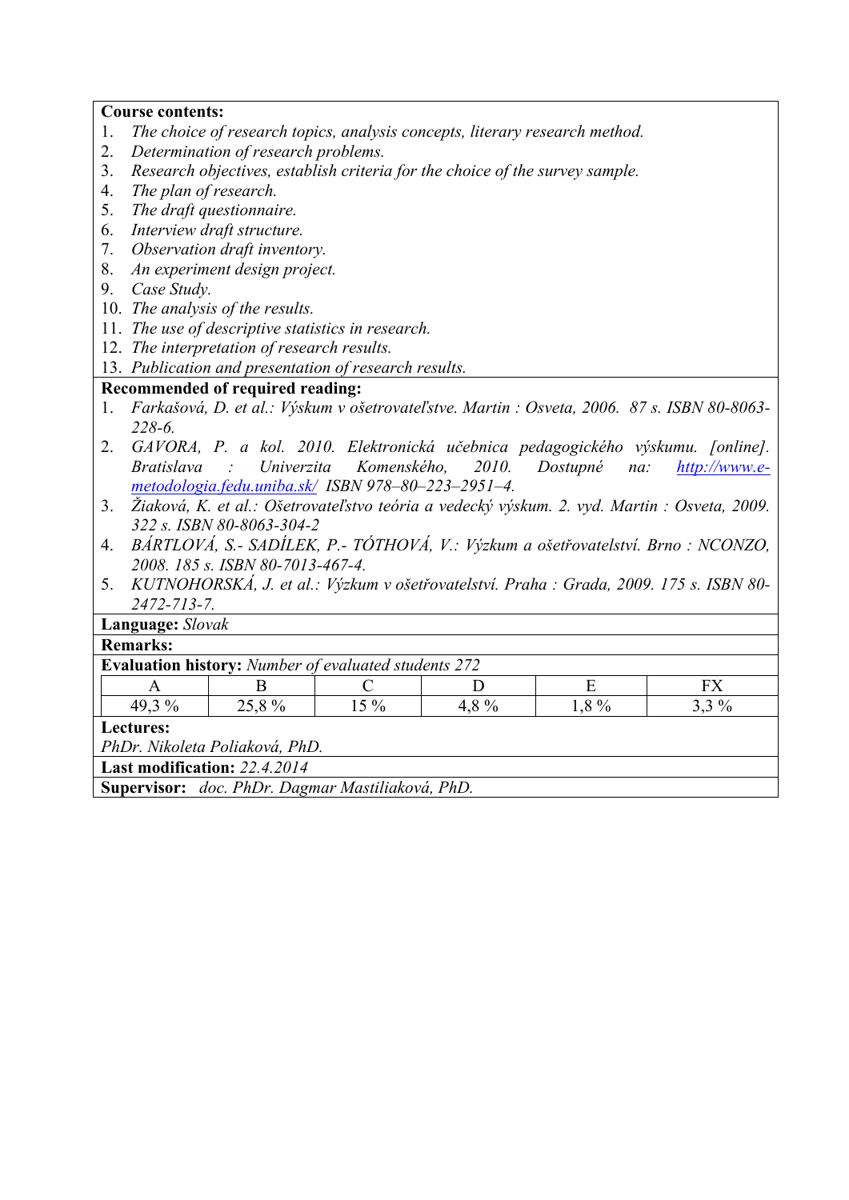**Course contents:**

1. *The choice of research topics, analysis concepts, literary research method.*
2. *Determination of research problems.*
3. *Research objectives, establish criteria for the choice of the survey sample.*
4. *The plan of research.*
5. *The draft questionnaire.*
6. *Interview draft structure.*
7. *Observation draft inventory.*
8. *An experiment design project.*
9. *Case Study.*
10. *The analysis of the results.*
11. *The use of descriptive statistics in research.*
12. *The interpretation of research results.*
13. *Publication and presentation of research results.*

**Recommended of required reading:**

1. *Farkašová, D. et al.: Výskum v ošetrovateľstve. Martin : Osveta, 2006. 87 s. ISBN 80-8063-228-6.*
2. *GAVORA, P. a kol. 2010. Elektronická učebnica pedagogického výskumu. [online]. Bratislava : Univerzita Komenského, 2010. Dostupné na: [http://www.e-metodologia.fedu.uniba.sk/](http://www.e-metodologia.fedu.uniba.sk/) ISBN 978–80–223–2951–4.*
3. *Žiaková, K. et al.: Ošetrovateľstvo teória a vedecký výskum. 2. vyd. Martin : Osveta, 2009. 322 s. ISBN 80-8063-304-2*
4. *BÁRTLOVÁ, S.- SADÍLEK, P.- TÓTHOVÁ, V.: Výzkum a ošetřovatelství. Brno : NCONZO, 2008. 185 s. ISBN 80-7013-467-4.*
5. *KUTNOHORSKÁ, J. et al.: Výzkum v ošetřovatelství. Praha : Grada, 2009. 175 s. ISBN 80-2472-713-7.*

**Language:** *Slovak*

**Remarks:**

**Evaluation history:** *Number of evaluated students 272*

| A | B | C | D | E | FX |
|---|---|---|---|---|---|
| 49,3 % | 25,8 % | 15 % | 4,8 % | 1,8 % | 3,3 % |

**Lectures:**

*PhDr. Nikoleta Poliaková, PhD.*

**Last modification:** *22.4.2014*

**Supervisor:** *doc. PhDr. Dagmar Mastiliaková, PhD.*